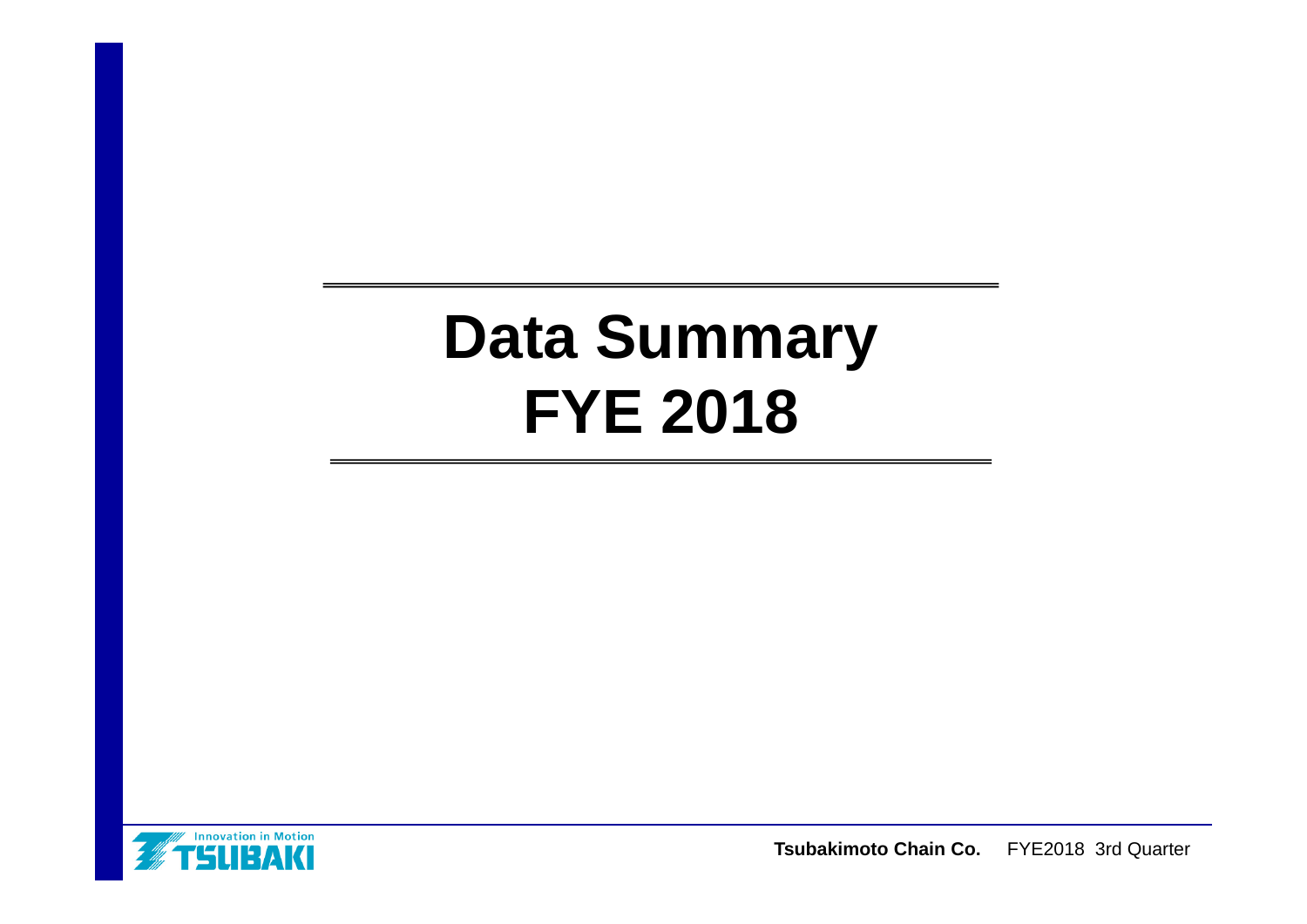# Data Summary
# FYE 2018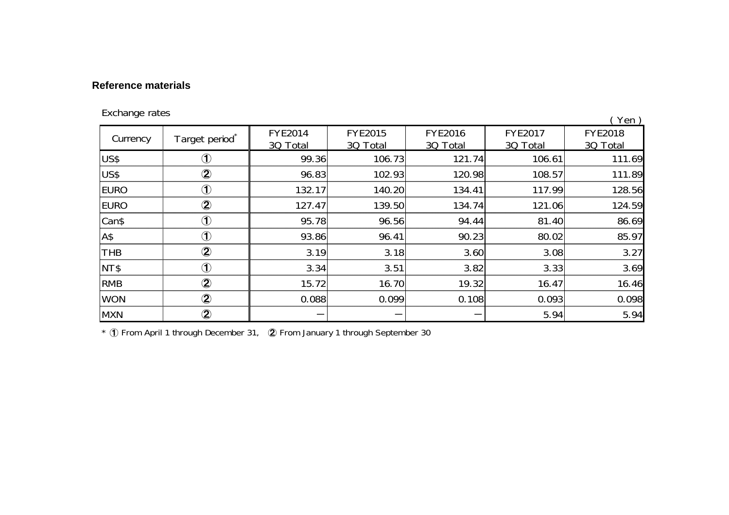## Reference materials

Exchange rates

( Yen )

| Currency | Target period* | FYE2014 3Q Total | FYE2015 3Q Total | FYE2016 3Q Total | FYE2017 3Q Total | FYE2018 3Q Total |
|---|---|---|---|---|---|---|
| US$ | ① | 99.36 | 106.73 | 121.74 | 106.61 | 111.69 |
| US$ | ② | 96.83 | 102.93 | 120.98 | 108.57 | 111.89 |
| EURO | ① | 132.17 | 140.20 | 134.41 | 117.99 | 128.56 |
| EURO | ② | 127.47 | 139.50 | 134.74 | 121.06 | 124.59 |
| Can$ | ① | 95.78 | 96.56 | 94.44 | 81.40 | 86.69 |
| A$ | ① | 93.86 | 96.41 | 90.23 | 80.02 | 85.97 |
| THB | ② | 3.19 | 3.18 | 3.60 | 3.08 | 3.27 |
| NT$ | ① | 3.34 | 3.51 | 3.82 | 3.33 | 3.69 |
| RMB | ② | 15.72 | 16.70 | 19.32 | 16.47 | 16.46 |
| WON | ② | 0.088 | 0.099 | 0.108 | 0.093 | 0.098 |
| MXN | ② | ― | ― | ― | 5.94 | 5.94 |

* ① From April 1 through December 31, ② From January 1 through September 30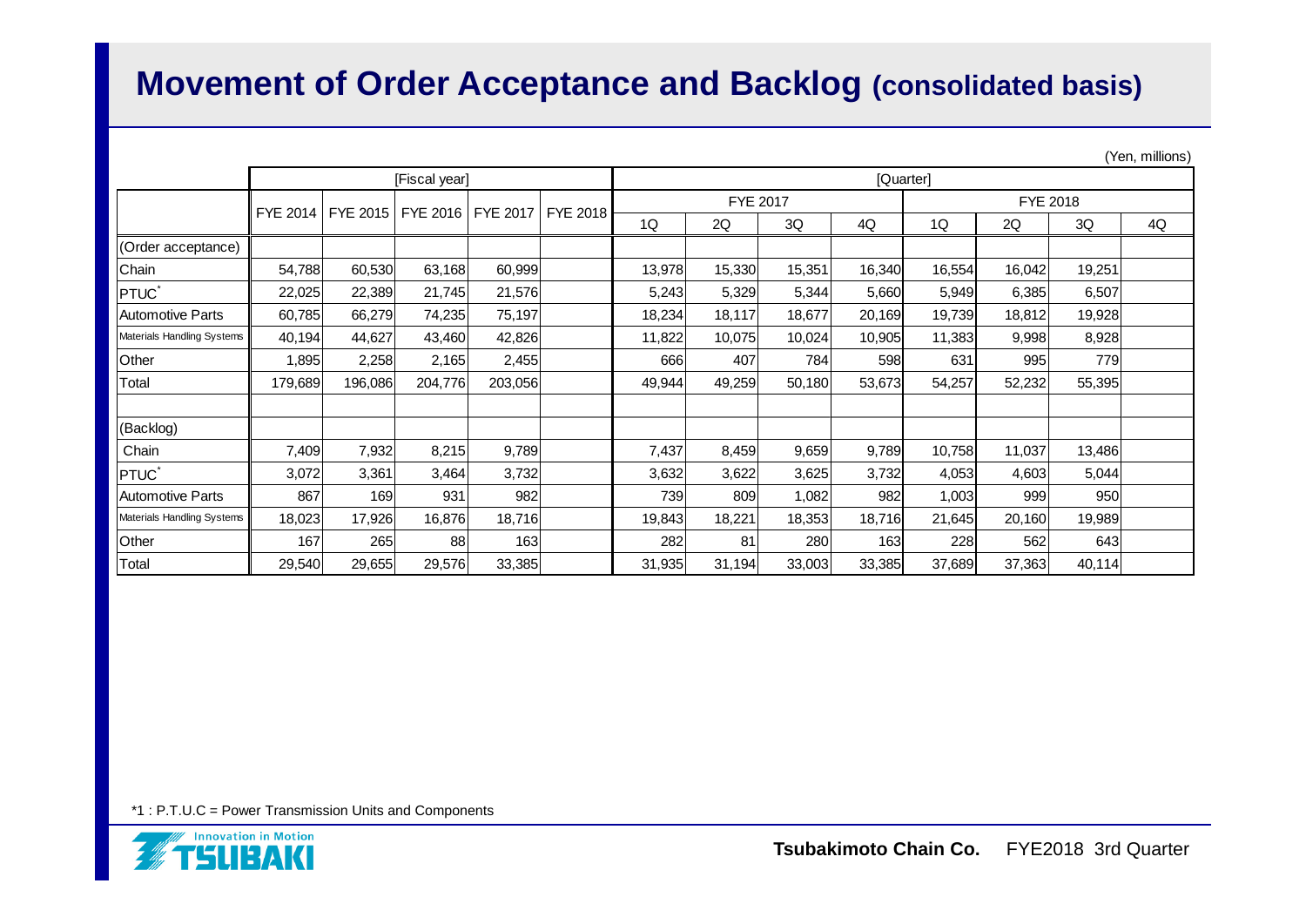# Movement of Order Acceptance and Backlog (consolidated basis)

(Yen, millions)

| | [Fiscal year] | | | | | [Quarter] | | | | | | | |
|---|---|---|---|---|---|---|---|---|---|---|---|---|---|
| | | | | | | FYE 2017 | | | | FYE 2018 | | | |
| | FYE 2014 | FYE 2015 | FYE 2016 | FYE 2017 | FYE 2018 | 1Q | 2Q | 3Q | 4Q | 1Q | 2Q | 3Q | 4Q |
| (Order acceptance) | | | | | | | | | | | | | |
| Chain | 54,788 | 60,530 | 63,168 | 60,999 | | 13,978 | 15,330 | 15,351 | 16,340 | 16,554 | 16,042 | 19,251 | |
| PTUC* | 22,025 | 22,389 | 21,745 | 21,576 | | 5,243 | 5,329 | 5,344 | 5,660 | 5,949 | 6,385 | 6,507 | |
| Automotive Parts | 60,785 | 66,279 | 74,235 | 75,197 | | 18,234 | 18,117 | 18,677 | 20,169 | 19,739 | 18,812 | 19,928 | |
| Materials Handling Systems | 40,194 | 44,627 | 43,460 | 42,826 | | 11,822 | 10,075 | 10,024 | 10,905 | 11,383 | 9,998 | 8,928 | |
| Other | 1,895 | 2,258 | 2,165 | 2,455 | | 666 | 407 | 784 | 598 | 631 | 995 | 779 | |
| Total | 179,689 | 196,086 | 204,776 | 203,056 | | 49,944 | 49,259 | 50,180 | 53,673 | 54,257 | 52,232 | 55,395 | |
| | | | | | | | | | | | | | |
| (Backlog) | | | | | | | | | | | | | |
| Chain | 7,409 | 7,932 | 8,215 | 9,789 | | 7,437 | 8,459 | 9,659 | 9,789 | 10,758 | 11,037 | 13,486 | |
| PTUC* | 3,072 | 3,361 | 3,464 | 3,732 | | 3,632 | 3,622 | 3,625 | 3,732 | 4,053 | 4,603 | 5,044 | |
| Automotive Parts | 867 | 169 | 931 | 982 | | 739 | 809 | 1,082 | 982 | 1,003 | 999 | 950 | |
| Materials Handling Systems | 18,023 | 17,926 | 16,876 | 18,716 | | 19,843 | 18,221 | 18,353 | 18,716 | 21,645 | 20,160 | 19,989 | |
| Other | 167 | 265 | 88 | 163 | | 282 | 81 | 280 | 163 | 228 | 562 | 643 | |
| Total | 29,540 | 29,655 | 29,576 | 33,385 | | 31,935 | 31,194 | 33,003 | 33,385 | 37,689 | 37,363 | 40,114 | |

*1 : P.T.U.C = Power Transmission Units and Components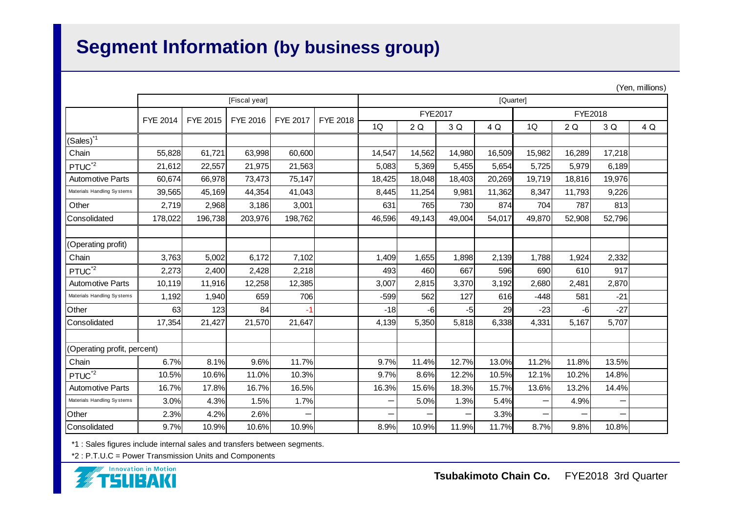# Segment Information (by business group)

(Yen, millions)

| | [Fiscal year] | | | | | [Quarter] | | | | | | | |
|---|---|---|---|---|---|---|---|---|---|---|---|---|---|
| | FYE 2014 | FYE 2015 | FYE 2016 | FYE 2017 | FYE 2018 | FYE2017 | | | | FYE2018 | | | |
| | | | | | | 1Q | 2 Q | 3 Q | 4 Q | 1Q | 2 Q | 3 Q | 4 Q |
| (Sales)[*1] | | | | | | | | | | | | | |
| Chain | 55,828 | 61,721 | 63,998 | 60,600 | | 14,547 | 14,562 | 14,980 | 16,509 | 15,982 | 16,289 | 17,218 | |
| PTUC[*2] | 21,612 | 22,557 | 21,975 | 21,563 | | 5,083 | 5,369 | 5,455 | 5,654 | 5,725 | 5,979 | 6,189 | |
| Automotive Parts | 60,674 | 66,978 | 73,473 | 75,147 | | 18,425 | 18,048 | 18,403 | 20,269 | 19,719 | 18,816 | 19,976 | |
| Materials Handling Systems | 39,565 | 45,169 | 44,354 | 41,043 | | 8,445 | 11,254 | 9,981 | 11,362 | 8,347 | 11,793 | 9,226 | |
| Other | 2,719 | 2,968 | 3,186 | 3,001 | | 631 | 765 | 730 | 874 | 704 | 787 | 813 | |
| Consolidated | 178,022 | 196,738 | 203,976 | 198,762 | | 46,596 | 49,143 | 49,004 | 54,017 | 49,870 | 52,908 | 52,796 | |
| | | | | | | | | | | | | | |
| (Operating profit) | | | | | | | | | | | | | |
| Chain | 3,763 | 5,002 | 6,172 | 7,102 | | 1,409 | 1,655 | 1,898 | 2,139 | 1,788 | 1,924 | 2,332 | |
| PTUC[*2] | 2,273 | 2,400 | 2,428 | 2,218 | | 493 | 460 | 667 | 596 | 690 | 610 | 917 | |
| Automotive Parts | 10,119 | 11,916 | 12,258 | 12,385 | | 3,007 | 2,815 | 3,370 | 3,192 | 2,680 | 2,481 | 2,870 | |
| Materials Handling Systems | 1,192 | 1,940 | 659 | 706 | | -599 | 562 | 127 | 616 | -448 | 581 | -21 | |
| Other | 63 | 123 | 84 | -1 | | -18 | -6 | -5 | 29 | -23 | -6 | -27 | |
| Consolidated | 17,354 | 21,427 | 21,570 | 21,647 | | 4,139 | 5,350 | 5,818 | 6,338 | 4,331 | 5,167 | 5,707 | |
| | | | | | | | | | | | | | |
| (Operating profit, percent) | | | | | | | | | | | | | |
| Chain | 6.7% | 8.1% | 9.6% | 11.7% | | 9.7% | 11.4% | 12.7% | 13.0% | 11.2% | 11.8% | 13.5% | |
| PTUC[*2] | 10.5% | 10.6% | 11.0% | 10.3% | | 9.7% | 8.6% | 12.2% | 10.5% | 12.1% | 10.2% | 14.8% | |
| Automotive Parts | 16.7% | 17.8% | 16.7% | 16.5% | | 16.3% | 15.6% | 18.3% | 15.7% | 13.6% | 13.2% | 14.4% | |
| Materials Handling Systems | 3.0% | 4.3% | 1.5% | 1.7% | | — | 5.0% | 1.3% | 5.4% | — | 4.9% | — | |
| Other | 2.3% | 4.2% | 2.6% | — | | — | — | — | 3.3% | — | — | — | |
| Consolidated | 9.7% | 10.9% | 10.6% | 10.9% | | 8.9% | 10.9% | 11.9% | 11.7% | 8.7% | 9.8% | 10.8% | |

*1 : Sales figures include internal sales and transfers between segments.

*2 : P.T.U.C = Power Transmission Units and Components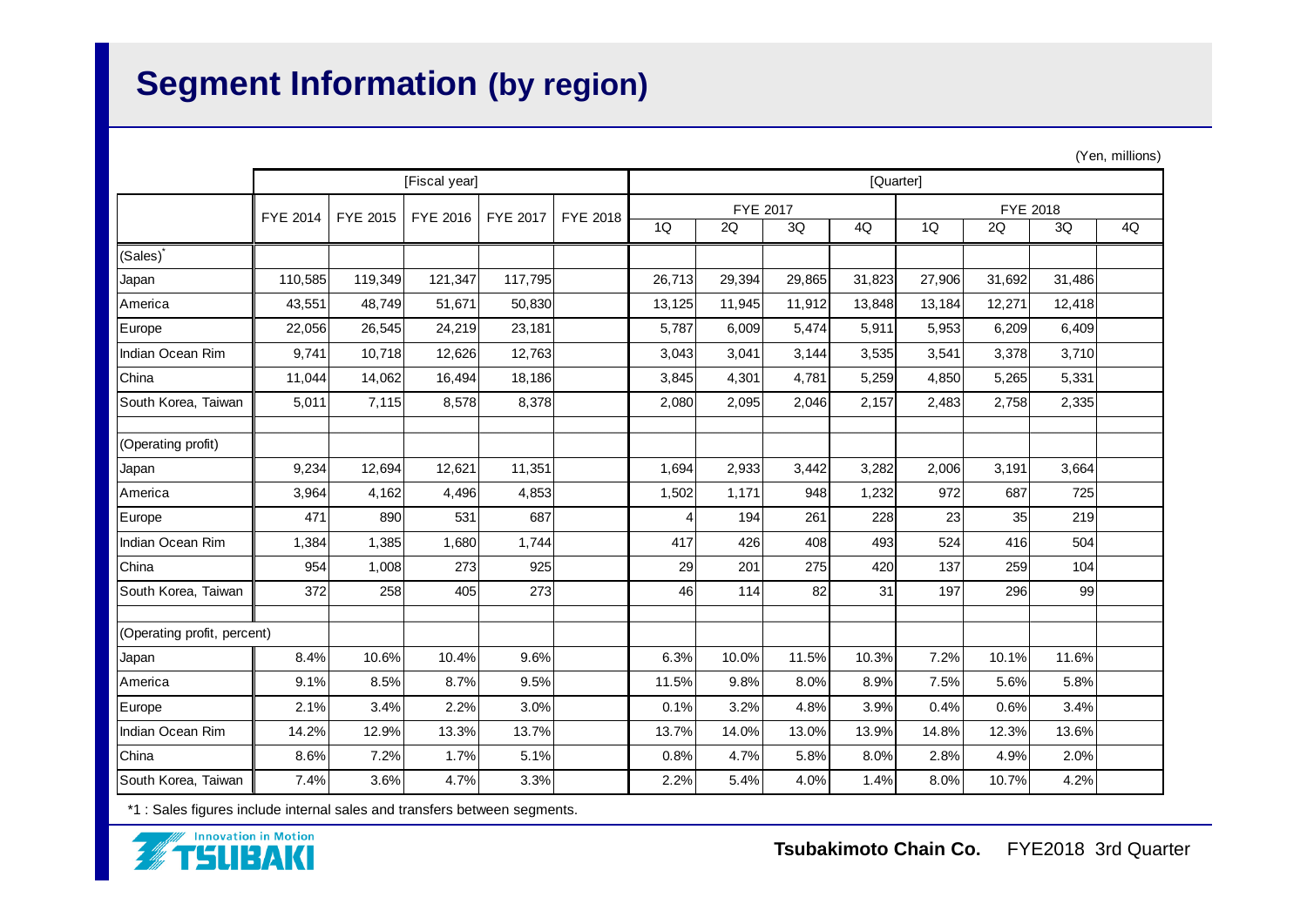# Segment Information (by region)

(Yen, millions)

| | [Fiscal year] | | | | | [Quarter] | | | | | | | |
|---|---|---|---|---|---|---|---|---|---|---|---|---|---|
| | FYE 2014 | FYE 2015 | FYE 2016 | FYE 2017 | FYE 2018 | FYE 2017 | | | | FYE 2018 | | | |
| | | | | | | 1Q | 2Q | 3Q | 4Q | 1Q | 2Q | 3Q | 4Q |
| (Sales)* | | | | | | | | | | | | | |
| Japan | 110,585 | 119,349 | 121,347 | 117,795 | | 26,713 | 29,394 | 29,865 | 31,823 | 27,906 | 31,692 | 31,486 | |
| America | 43,551 | 48,749 | 51,671 | 50,830 | | 13,125 | 11,945 | 11,912 | 13,848 | 13,184 | 12,271 | 12,418 | |
| Europe | 22,056 | 26,545 | 24,219 | 23,181 | | 5,787 | 6,009 | 5,474 | 5,911 | 5,953 | 6,209 | 6,409 | |
| Indian Ocean Rim | 9,741 | 10,718 | 12,626 | 12,763 | | 3,043 | 3,041 | 3,144 | 3,535 | 3,541 | 3,378 | 3,710 | |
| China | 11,044 | 14,062 | 16,494 | 18,186 | | 3,845 | 4,301 | 4,781 | 5,259 | 4,850 | 5,265 | 5,331 | |
| South Korea, Taiwan | 5,011 | 7,115 | 8,578 | 8,378 | | 2,080 | 2,095 | 2,046 | 2,157 | 2,483 | 2,758 | 2,335 | |
| | | | | | | | | | | | | | |
| (Operating profit) | | | | | | | | | | | | | |
| Japan | 9,234 | 12,694 | 12,621 | 11,351 | | 1,694 | 2,933 | 3,442 | 3,282 | 2,006 | 3,191 | 3,664 | |
| America | 3,964 | 4,162 | 4,496 | 4,853 | | 1,502 | 1,171 | 948 | 1,232 | 972 | 687 | 725 | |
| Europe | 471 | 890 | 531 | 687 | | 4 | 194 | 261 | 228 | 23 | 35 | 219 | |
| Indian Ocean Rim | 1,384 | 1,385 | 1,680 | 1,744 | | 417 | 426 | 408 | 493 | 524 | 416 | 504 | |
| China | 954 | 1,008 | 273 | 925 | | 29 | 201 | 275 | 420 | 137 | 259 | 104 | |
| South Korea, Taiwan | 372 | 258 | 405 | 273 | | 46 | 114 | 82 | 31 | 197 | 296 | 99 | |
| | | | | | | | | | | | | | |
| (Operating profit, percent) | | | | | | | | | | | | | |
| Japan | 8.4% | 10.6% | 10.4% | 9.6% | | 6.3% | 10.0% | 11.5% | 10.3% | 7.2% | 10.1% | 11.6% | |
| America | 9.1% | 8.5% | 8.7% | 9.5% | | 11.5% | 9.8% | 8.0% | 8.9% | 7.5% | 5.6% | 5.8% | |
| Europe | 2.1% | 3.4% | 2.2% | 3.0% | | 0.1% | 3.2% | 4.8% | 3.9% | 0.4% | 0.6% | 3.4% | |
| Indian Ocean Rim | 14.2% | 12.9% | 13.3% | 13.7% | | 13.7% | 14.0% | 13.0% | 13.9% | 14.8% | 12.3% | 13.6% | |
| China | 8.6% | 7.2% | 1.7% | 5.1% | | 0.8% | 4.7% | 5.8% | 8.0% | 2.8% | 4.9% | 2.0% | |
| South Korea, Taiwan | 7.4% | 3.6% | 4.7% | 3.3% | | 2.2% | 5.4% | 4.0% | 1.4% | 8.0% | 10.7% | 4.2% | |

*1 : Sales figures include internal sales and transfers between segments.